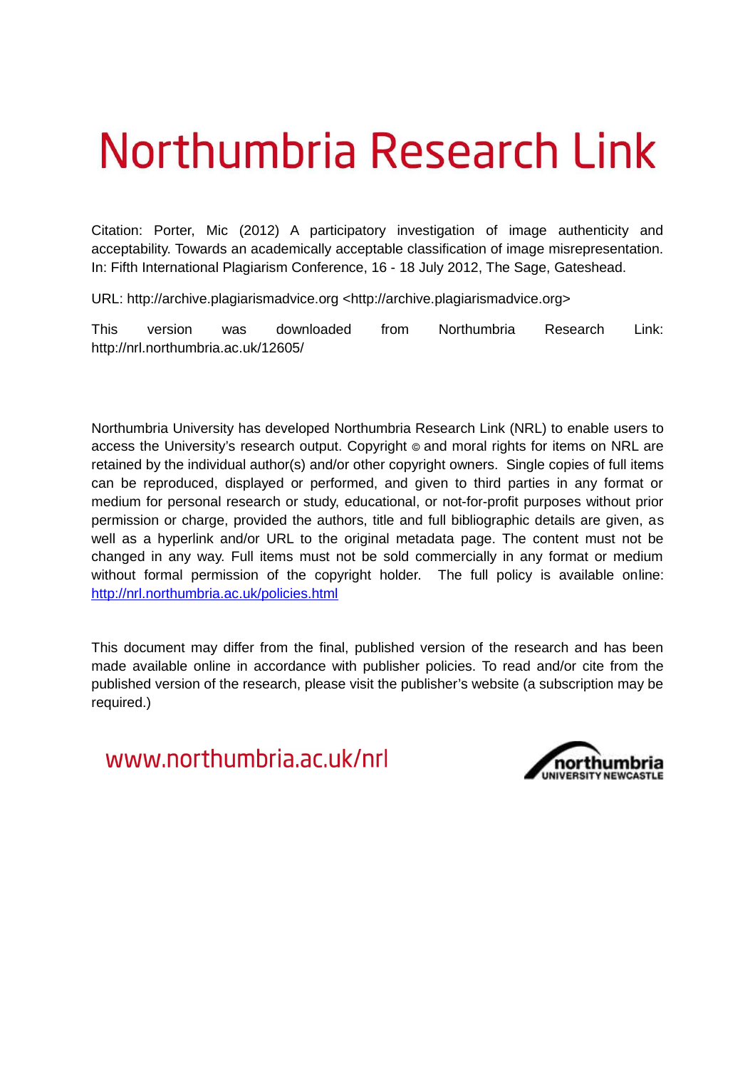# Northumbria Research Link

Citation: Porter, Mic (2012) A participatory investigation of image authenticity and acceptability. Towards an academically acceptable classification of image misrepresentation. In: Fifth International Plagiarism Conference, 16 - 18 July 2012, The Sage, Gateshead.

URL: http://archive.plagiarismadvice.org <http://archive.plagiarismadvice.org>

This version was downloaded from Northumbria Research Link: http://nrl.northumbria.ac.uk/12605/

Northumbria University has developed Northumbria Research Link (NRL) to enable users to access the University's research output. Copyright © and moral rights for items on NRL are retained by the individual author(s) and/or other copyright owners. Single copies of full items can be reproduced, displayed or performed, and given to third parties in any format or medium for personal research or study, educational, or not-for-profit purposes without prior permission or charge, provided the authors, title and full bibliographic details are given, as well as a hyperlink and/or URL to the original metadata page. The content must not be changed in any way. Full items must not be sold commercially in any format or medium without formal permission of the copyright holder. The full policy is available online: http://nrl.northumbria.ac.uk/policies.html

This document may differ from the final, published version of the research and has been made available online in accordance with publisher policies. To read and/or cite from the published version of the research, please visit the publisher's website (a subscription may be required.)

www.northumbria.ac.uk/nrl

northumbria UNIVERSITY NEWCASTLE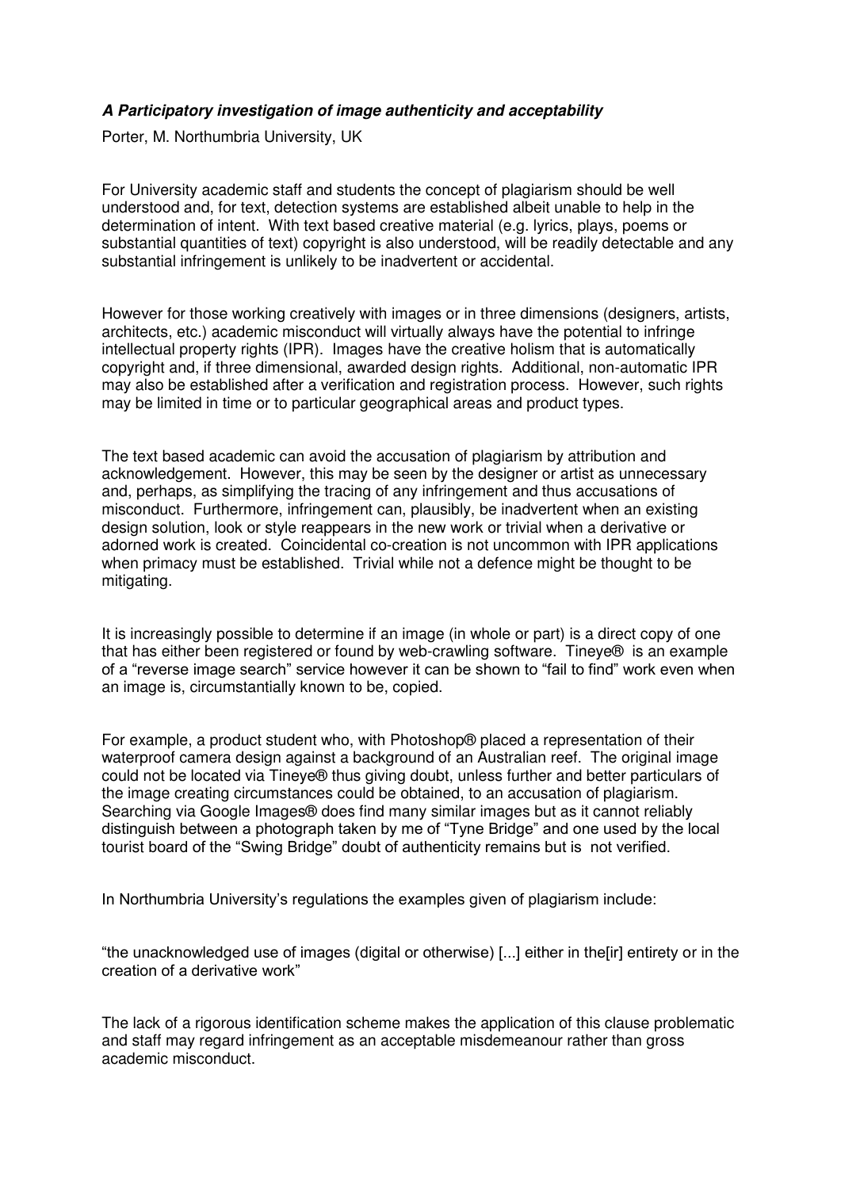***A Participatory investigation of image authenticity and acceptability***

Porter, M. Northumbria University, UK

For University academic staff and students the concept of plagiarism should be well understood and, for text, detection systems are established albeit unable to help in the determination of intent. With text based creative material (e.g. lyrics, plays, poems or substantial quantities of text) copyright is also understood, will be readily detectable and any substantial infringement is unlikely to be inadvertent or accidental.

However for those working creatively with images or in three dimensions (designers, artists, architects, etc.) academic misconduct will virtually always have the potential to infringe intellectual property rights (IPR). Images have the creative holism that is automatically copyright and, if three dimensional, awarded design rights. Additional, non-automatic IPR may also be established after a verification and registration process. However, such rights may be limited in time or to particular geographical areas and product types.

The text based academic can avoid the accusation of plagiarism by attribution and acknowledgement. However, this may be seen by the designer or artist as unnecessary and, perhaps, as simplifying the tracing of any infringement and thus accusations of misconduct. Furthermore, infringement can, plausibly, be inadvertent when an existing design solution, look or style reappears in the new work or trivial when a derivative or adorned work is created. Coincidental co-creation is not uncommon with IPR applications when primacy must be established. Trivial while not a defence might be thought to be mitigating.

It is increasingly possible to determine if an image (in whole or part) is a direct copy of one that has either been registered or found by web-crawling software. Tineye® is an example of a "reverse image search" service however it can be shown to "fail to find" work even when an image is, circumstantially known to be, copied.

For example, a product student who, with Photoshop® placed a representation of their waterproof camera design against a background of an Australian reef. The original image could not be located via Tineye® thus giving doubt, unless further and better particulars of the image creating circumstances could be obtained, to an accusation of plagiarism. Searching via Google Images® does find many similar images but as it cannot reliably distinguish between a photograph taken by me of "Tyne Bridge" and one used by the local tourist board of the "Swing Bridge" doubt of authenticity remains but is not verified.

In Northumbria University's regulations the examples given of plagiarism include:

"the unacknowledged use of images (digital or otherwise) [...] either in the[ir] entirety or in the creation of a derivative work"

The lack of a rigorous identification scheme makes the application of this clause problematic and staff may regard infringement as an acceptable misdemeanour rather than gross academic misconduct.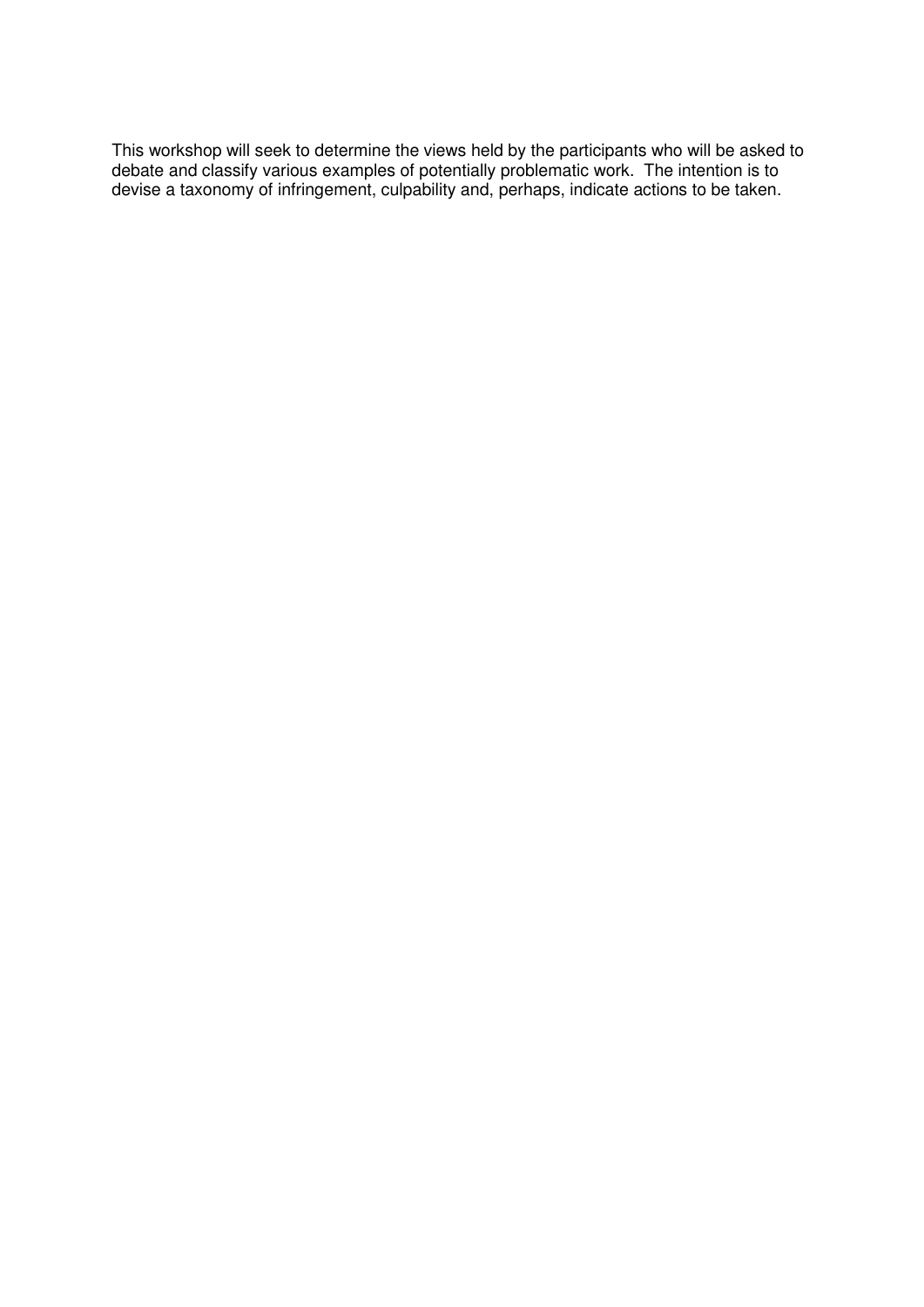This workshop will seek to determine the views held by the participants who will be asked to debate and classify various examples of potentially problematic work. The intention is to devise a taxonomy of infringement, culpability and, perhaps, indicate actions to be taken.